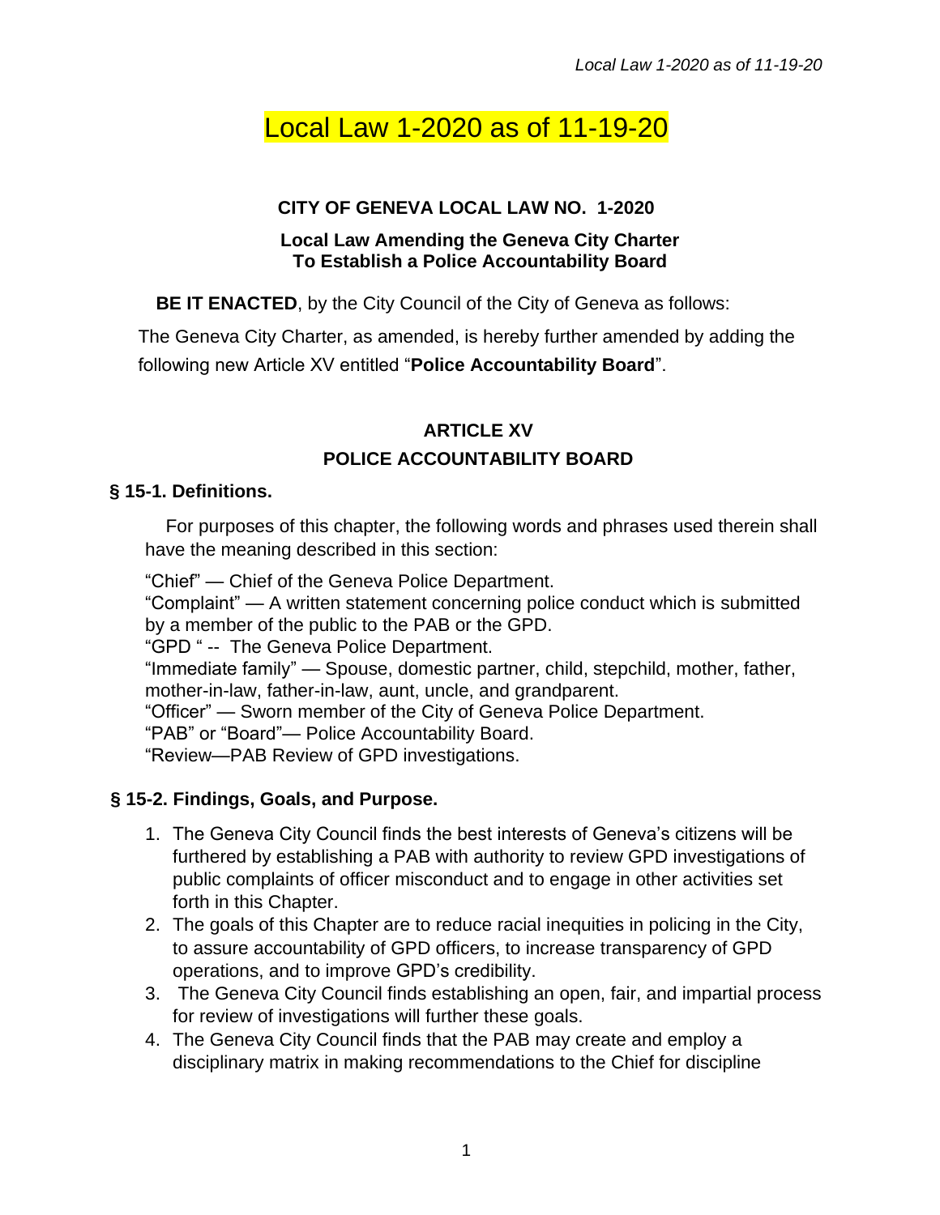# Local Law 1-2020 as of 11-19-20

**CITY OF GENEVA LOCAL LAW NO. 1-2020**

**Local Law Amending the Geneva City Charter To Establish a Police Accountability Board**

**BE IT ENACTED**, by the City Council of the City of Geneva as follows:

The Geneva City Charter, as amended, is hereby further amended by adding the following new Article XV entitled "**Police Accountability Board**".

## ARTICLE XV
## POLICE ACCOUNTABILITY BOARD

### § 15-1. Definitions.

For purposes of this chapter, the following words and phrases used therein shall have the meaning described in this section:

"Chief" — Chief of the Geneva Police Department.
"Complaint" — A written statement concerning police conduct which is submitted by a member of the public to the PAB or the GPD.
"GPD " -- The Geneva Police Department.
"Immediate family" — Spouse, domestic partner, child, stepchild, mother, father, mother-in-law, father-in-law, aunt, uncle, and grandparent.
"Officer" — Sworn member of the City of Geneva Police Department.
"PAB" or "Board"— Police Accountability Board.
"Review—PAB Review of GPD investigations.

### § 15-2. Findings, Goals, and Purpose.

1. The Geneva City Council finds the best interests of Geneva's citizens will be furthered by establishing a PAB with authority to review GPD investigations of public complaints of officer misconduct and to engage in other activities set forth in this Chapter.
2. The goals of this Chapter are to reduce racial inequities in policing in the City, to assure accountability of GPD officers, to increase transparency of GPD operations, and to improve GPD's credibility.
3. The Geneva City Council finds establishing an open, fair, and impartial process for review of investigations will further these goals.
4. The Geneva City Council finds that the PAB may create and employ a disciplinary matrix in making recommendations to the Chief for discipline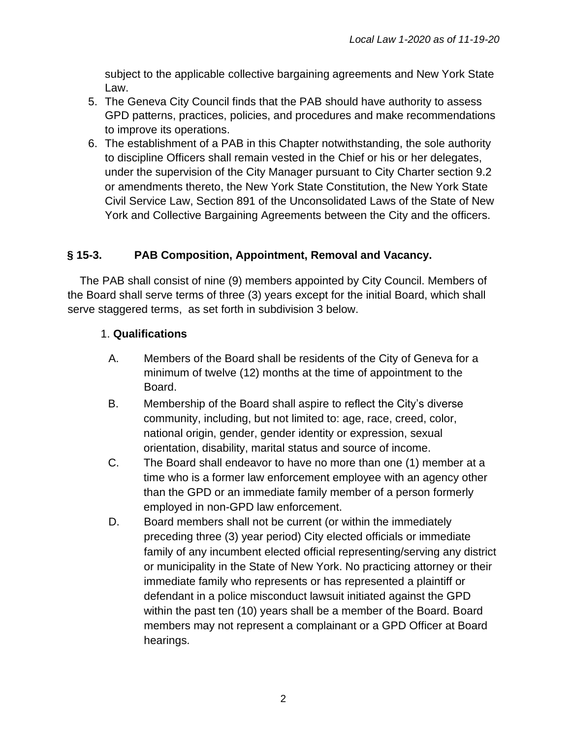subject to the applicable collective bargaining agreements and New York State Law.

5. The Geneva City Council finds that the PAB should have authority to assess GPD patterns, practices, policies, and procedures and make recommendations to improve its operations.
6. The establishment of a PAB in this Chapter notwithstanding, the sole authority to discipline Officers shall remain vested in the Chief or his or her delegates, under the supervision of the City Manager pursuant to City Charter section 9.2 or amendments thereto, the New York State Constitution, the New York State Civil Service Law, Section 891 of the Unconsolidated Laws of the State of New York and Collective Bargaining Agreements between the City and the officers.

### § 15-3. PAB Composition, Appointment, Removal and Vacancy.

The PAB shall consist of nine (9) members appointed by City Council. Members of the Board shall serve terms of three (3) years except for the initial Board, which shall serve staggered terms, as set forth in subdivision 3 below.

1. **Qualifications**

   A. Members of the Board shall be residents of the City of Geneva for a minimum of twelve (12) months at the time of appointment to the Board.

   B. Membership of the Board shall aspire to reflect the City's diverse community, including, but not limited to: age, race, creed, color, national origin, gender, gender identity or expression, sexual orientation, disability, marital status and source of income.

   C. The Board shall endeavor to have no more than one (1) member at a time who is a former law enforcement employee with an agency other than the GPD or an immediate family member of a person formerly employed in non-GPD law enforcement.

   D. Board members shall not be current (or within the immediately preceding three (3) year period) City elected officials or immediate family of any incumbent elected official representing/serving any district or municipality in the State of New York. No practicing attorney or their immediate family who represents or has represented a plaintiff or defendant in a police misconduct lawsuit initiated against the GPD within the past ten (10) years shall be a member of the Board. Board members may not represent a complainant or a GPD Officer at Board hearings.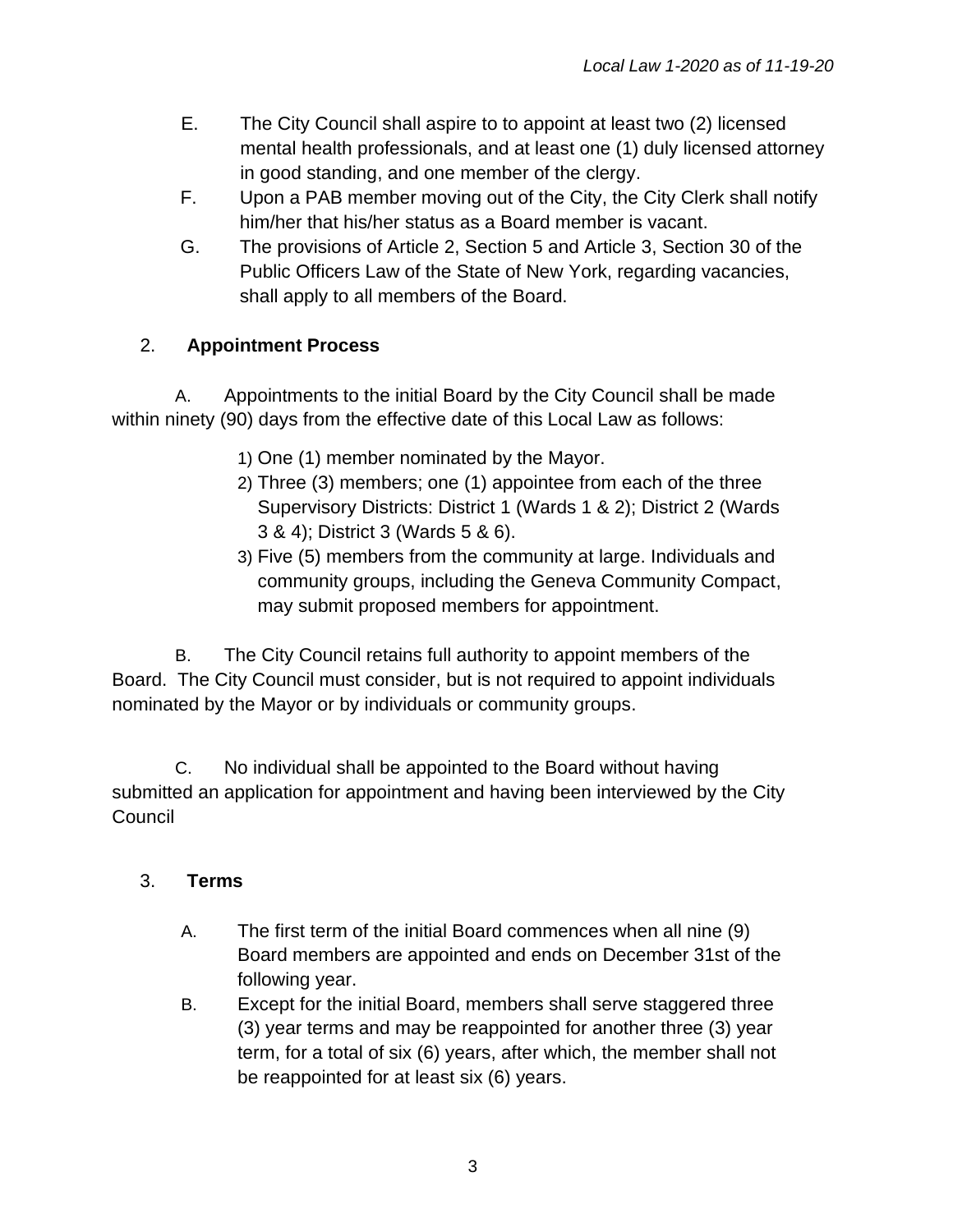E. The City Council shall aspire to to appoint at least two (2) licensed mental health professionals, and at least one (1) duly licensed attorney in good standing, and one member of the clergy.

F. Upon a PAB member moving out of the City, the City Clerk shall notify him/her that his/her status as a Board member is vacant.

G. The provisions of Article 2, Section 5 and Article 3, Section 30 of the Public Officers Law of the State of New York, regarding vacancies, shall apply to all members of the Board.

2. **Appointment Process**

A. Appointments to the initial Board by the City Council shall be made within ninety (90) days from the effective date of this Local Law as follows:

1) One (1) member nominated by the Mayor.
2) Three (3) members; one (1) appointee from each of the three Supervisory Districts: District 1 (Wards 1 & 2); District 2 (Wards 3 & 4); District 3 (Wards 5 & 6).
3) Five (5) members from the community at large. Individuals and community groups, including the Geneva Community Compact, may submit proposed members for appointment.

B. The City Council retains full authority to appoint members of the Board. The City Council must consider, but is not required to appoint individuals nominated by the Mayor or by individuals or community groups.

C. No individual shall be appointed to the Board without having submitted an application for appointment and having been interviewed by the City Council

3. **Terms**

A. The first term of the initial Board commences when all nine (9) Board members are appointed and ends on December 31st of the following year.

B. Except for the initial Board, members shall serve staggered three (3) year terms and may be reappointed for another three (3) year term, for a total of six (6) years, after which, the member shall not be reappointed for at least six (6) years.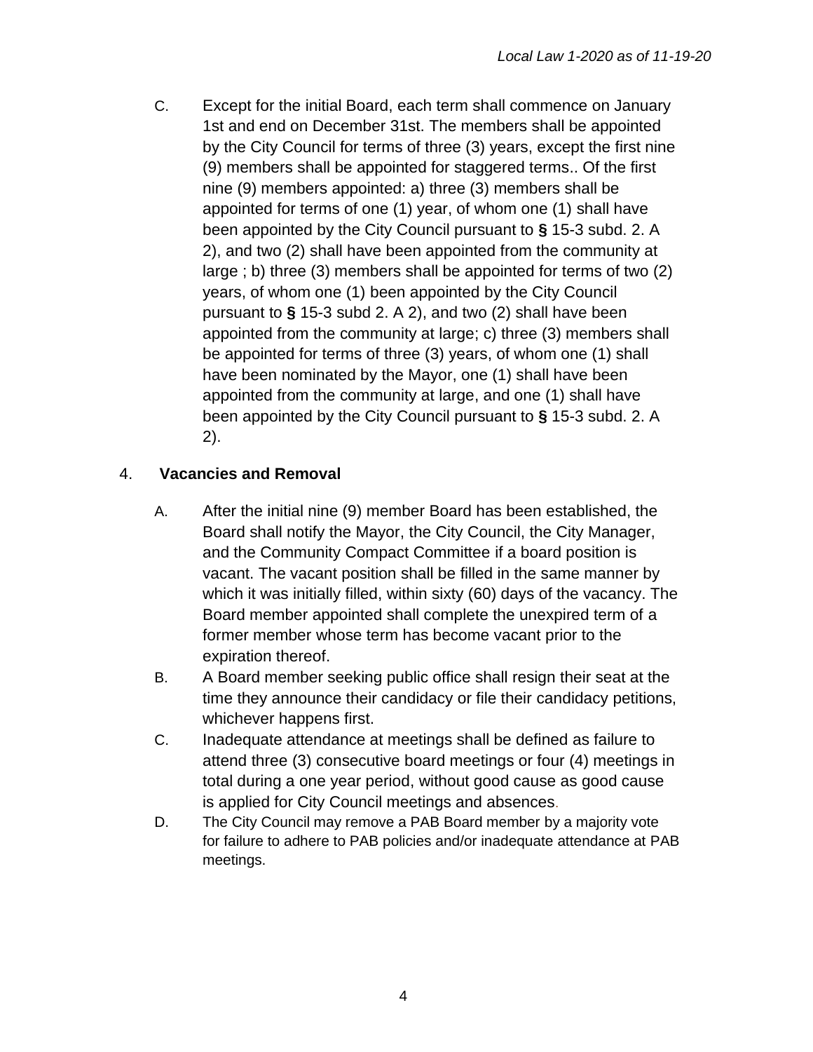C. Except for the initial Board, each term shall commence on January 1st and end on December 31st. The members shall be appointed by the City Council for terms of three (3) years, except the first nine (9) members shall be appointed for staggered terms.. Of the first nine (9) members appointed: a) three (3) members shall be appointed for terms of one (1) year, of whom one (1) shall have been appointed by the City Council pursuant to **§** 15-3 subd. 2. A 2), and two (2) shall have been appointed from the community at large ; b) three (3) members shall be appointed for terms of two (2) years, of whom one (1) been appointed by the City Council pursuant to **§** 15-3 subd 2. A 2), and two (2) shall have been appointed from the community at large; c) three (3) members shall be appointed for terms of three (3) years, of whom one (1) shall have been nominated by the Mayor, one (1) shall have been appointed from the community at large, and one (1) shall have been appointed by the City Council pursuant to **§** 15-3 subd. 2. A 2).

4. **Vacancies and Removal**

A. After the initial nine (9) member Board has been established, the Board shall notify the Mayor, the City Council, the City Manager, and the Community Compact Committee if a board position is vacant. The vacant position shall be filled in the same manner by which it was initially filled, within sixty (60) days of the vacancy. The Board member appointed shall complete the unexpired term of a former member whose term has become vacant prior to the expiration thereof.

B. A Board member seeking public office shall resign their seat at the time they announce their candidacy or file their candidacy petitions, whichever happens first.

C. Inadequate attendance at meetings shall be defined as failure to attend three (3) consecutive board meetings or four (4) meetings in total during a one year period, without good cause as good cause is applied for City Council meetings and absences.

D. The City Council may remove a PAB Board member by a majority vote for failure to adhere to PAB policies and/or inadequate attendance at PAB meetings.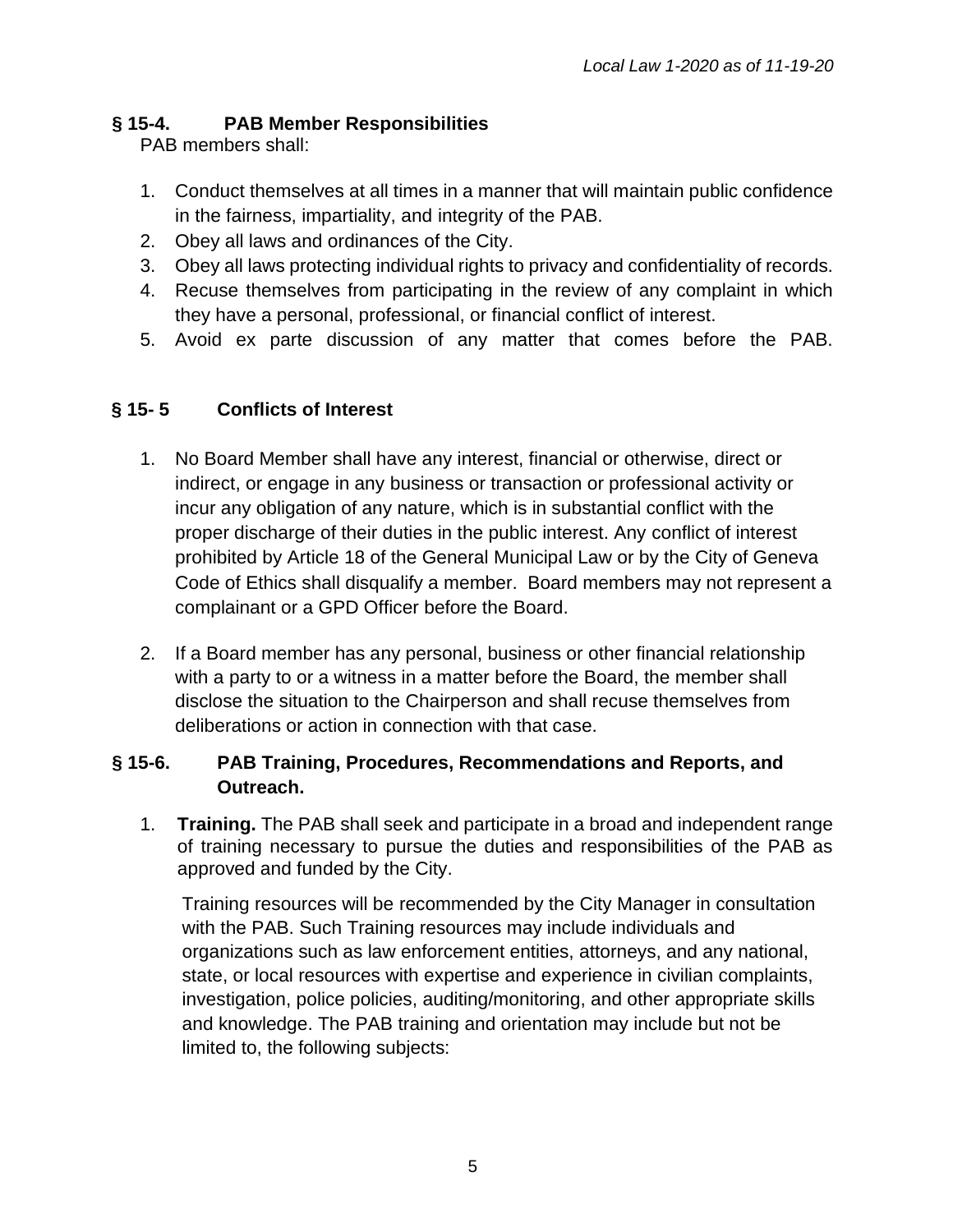### § 15-4. PAB Member Responsibilities

PAB members shall:

1. Conduct themselves at all times in a manner that will maintain public confidence in the fairness, impartiality, and integrity of the PAB.
2. Obey all laws and ordinances of the City.
3. Obey all laws protecting individual rights to privacy and confidentiality of records.
4. Recuse themselves from participating in the review of any complaint in which they have a personal, professional, or financial conflict of interest.
5. Avoid ex parte discussion of any matter that comes before the PAB.

### § 15- 5 Conflicts of Interest

1. No Board Member shall have any interest, financial or otherwise, direct or indirect, or engage in any business or transaction or professional activity or incur any obligation of any nature, which is in substantial conflict with the proper discharge of their duties in the public interest. Any conflict of interest prohibited by Article 18 of the General Municipal Law or by the City of Geneva Code of Ethics shall disqualify a member. Board members may not represent a complainant or a GPD Officer before the Board.

2. If a Board member has any personal, business or other financial relationship with a party to or a witness in a matter before the Board, the member shall disclose the situation to the Chairperson and shall recuse themselves from deliberations or action in connection with that case.

### § 15-6. PAB Training, Procedures, Recommendations and Reports, and Outreach.

1. **Training.** The PAB shall seek and participate in a broad and independent range of training necessary to pursue the duties and responsibilities of the PAB as approved and funded by the City.

   Training resources will be recommended by the City Manager in consultation with the PAB. Such Training resources may include individuals and organizations such as law enforcement entities, attorneys, and any national, state, or local resources with expertise and experience in civilian complaints, investigation, police policies, auditing/monitoring, and other appropriate skills and knowledge. The PAB training and orientation may include but not be limited to, the following subjects: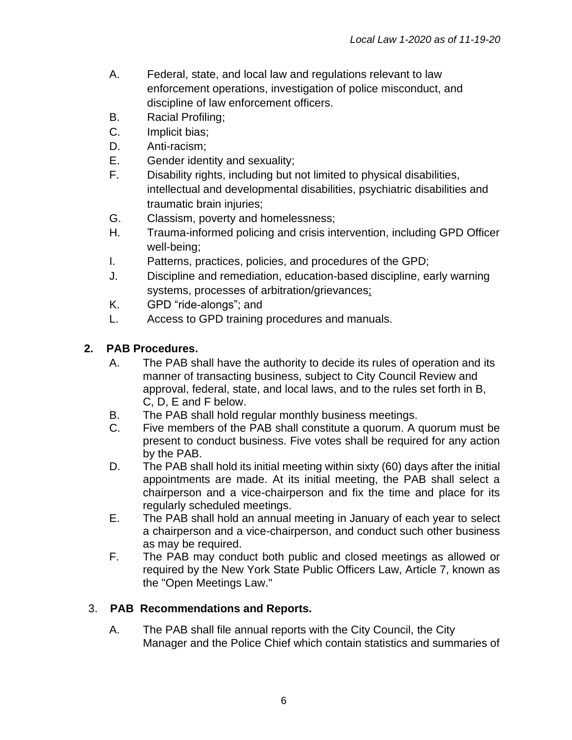A. Federal, state, and local law and regulations relevant to law enforcement operations, investigation of police misconduct, and discipline of law enforcement officers.
B. Racial Profiling;
C. Implicit bias;
D. Anti-racism;
E. Gender identity and sexuality;
F. Disability rights, including but not limited to physical disabilities, intellectual and developmental disabilities, psychiatric disabilities and traumatic brain injuries;
G. Classism, poverty and homelessness;
H. Trauma-informed policing and crisis intervention, including GPD Officer well-being;
I. Patterns, practices, policies, and procedures of the GPD;
J. Discipline and remediation, education-based discipline, early warning systems, processes of arbitration/grievances;
K. GPD "ride-alongs"; and
L. Access to GPD training procedures and manuals.

**2. PAB Procedures.**

A. The PAB shall have the authority to decide its rules of operation and its manner of transacting business, subject to City Council Review and approval, federal, state, and local laws, and to the rules set forth in B, C, D, E and F below.
B. The PAB shall hold regular monthly business meetings.
C. Five members of the PAB shall constitute a quorum. A quorum must be present to conduct business. Five votes shall be required for any action by the PAB.
D. The PAB shall hold its initial meeting within sixty (60) days after the initial appointments are made. At its initial meeting, the PAB shall select a chairperson and a vice-chairperson and fix the time and place for its regularly scheduled meetings.
E. The PAB shall hold an annual meeting in January of each year to select a chairperson and a vice-chairperson, and conduct such other business as may be required.
F. The PAB may conduct both public and closed meetings as allowed or required by the New York State Public Officers Law, Article 7, known as the "Open Meetings Law."

**3. PAB Recommendations and Reports.**

A. The PAB shall file annual reports with the City Council, the City Manager and the Police Chief which contain statistics and summaries of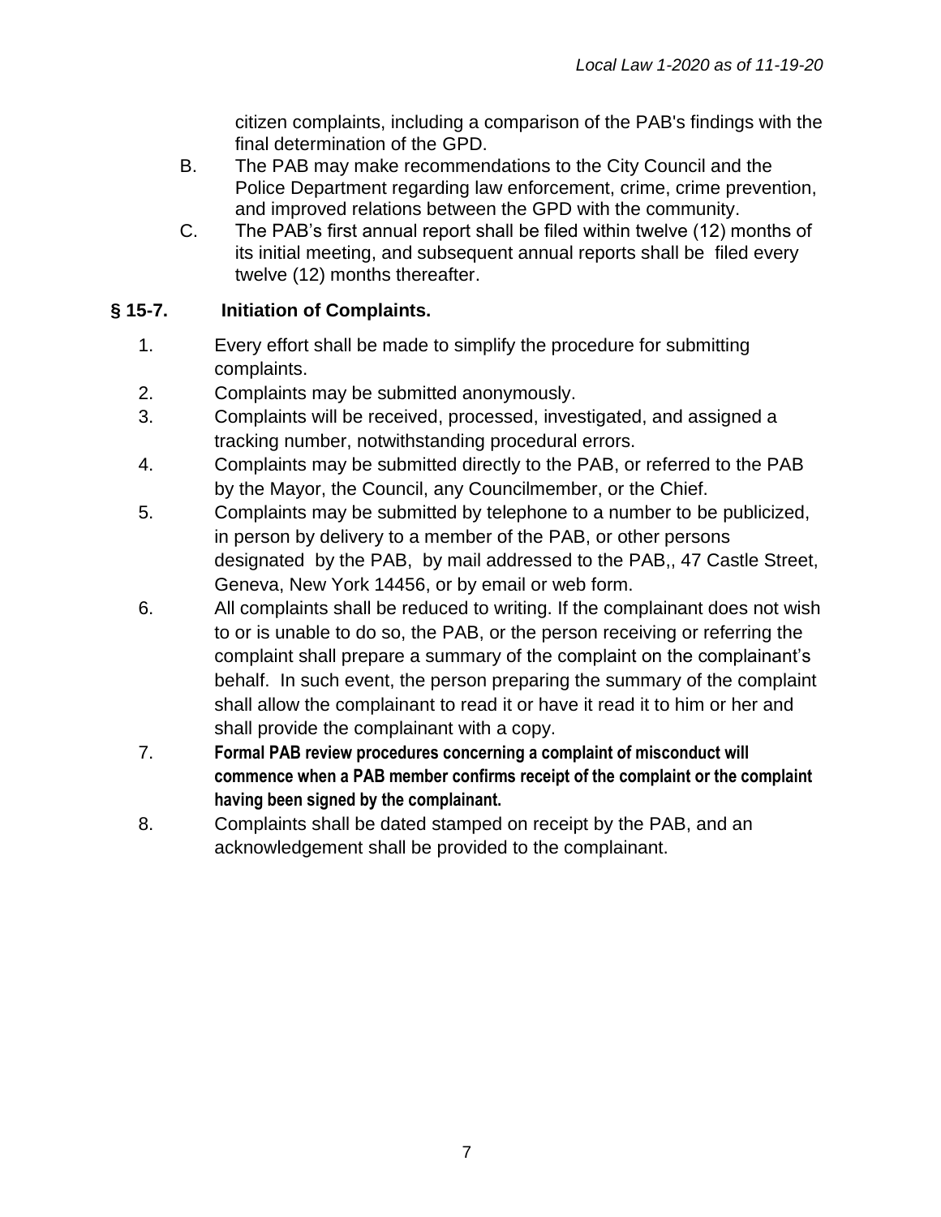citizen complaints, including a comparison of the PAB's findings with the final determination of the GPD.

B. The PAB may make recommendations to the City Council and the Police Department regarding law enforcement, crime, crime prevention, and improved relations between the GPD with the community.

C. The PAB's first annual report shall be filed within twelve (12) months of its initial meeting, and subsequent annual reports shall be filed every twelve (12) months thereafter.

## § 15-7. Initiation of Complaints.

1. Every effort shall be made to simplify the procedure for submitting complaints.
2. Complaints may be submitted anonymously.
3. Complaints will be received, processed, investigated, and assigned a tracking number, notwithstanding procedural errors.
4. Complaints may be submitted directly to the PAB, or referred to the PAB by the Mayor, the Council, any Councilmember, or the Chief.
5. Complaints may be submitted by telephone to a number to be publicized, in person by delivery to a member of the PAB, or other persons designated by the PAB, by mail addressed to the PAB,, 47 Castle Street, Geneva, New York 14456, or by email or web form.
6. All complaints shall be reduced to writing. If the complainant does not wish to or is unable to do so, the PAB, or the person receiving or referring the complaint shall prepare a summary of the complaint on the complainant's behalf. In such event, the person preparing the summary of the complaint shall allow the complainant to read it or have it read it to him or her and shall provide the complainant with a copy.
7. **Formal PAB review procedures concerning a complaint of misconduct will commence when a PAB member confirms receipt of the complaint or the complaint having been signed by the complainant.**
8. Complaints shall be dated stamped on receipt by the PAB, and an acknowledgement shall be provided to the complainant.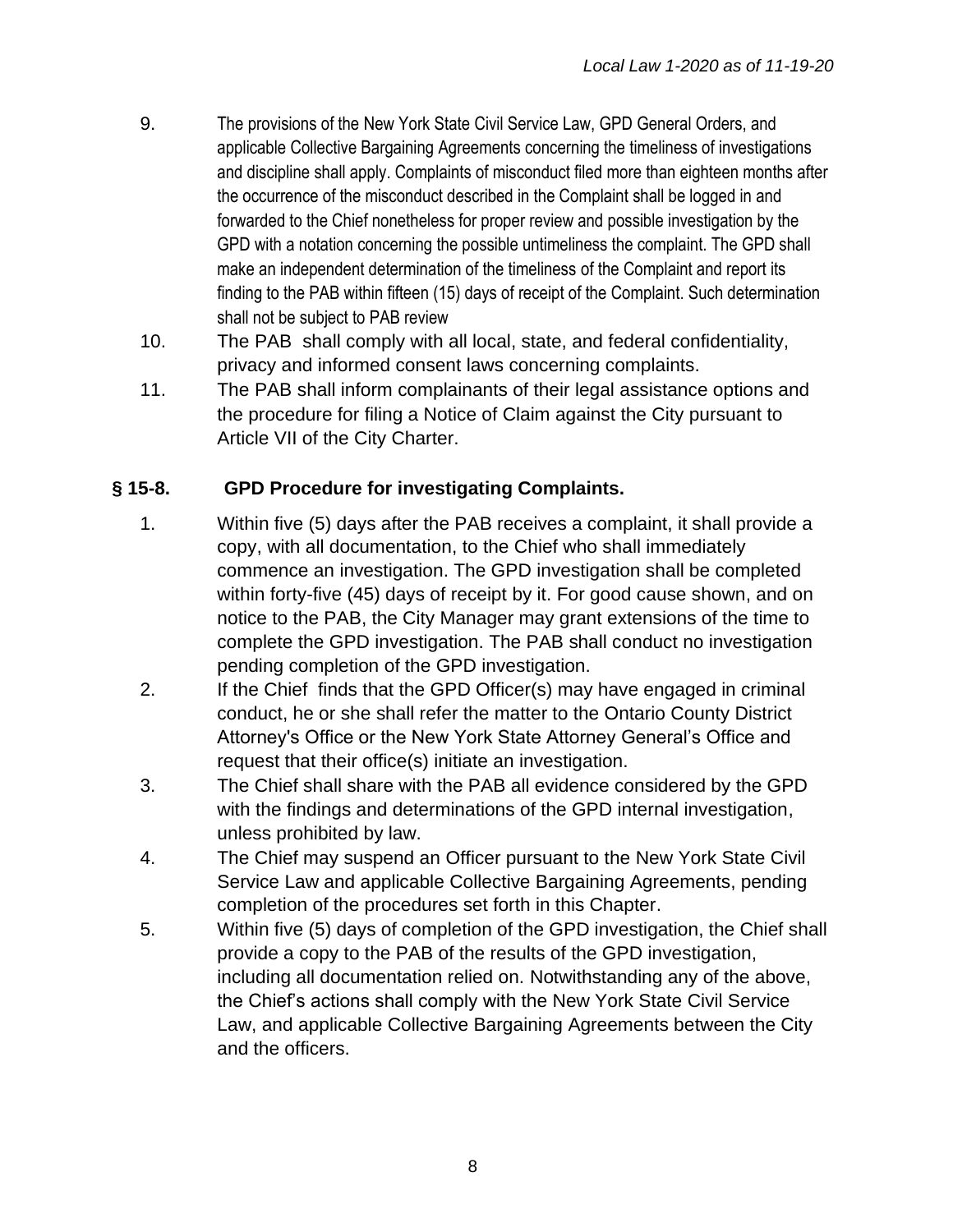9. The provisions of the New York State Civil Service Law, GPD General Orders, and applicable Collective Bargaining Agreements concerning the timeliness of investigations and discipline shall apply. Complaints of misconduct filed more than eighteen months after the occurrence of the misconduct described in the Complaint shall be logged in and forwarded to the Chief nonetheless for proper review and possible investigation by the GPD with a notation concerning the possible untimeliness the complaint. The GPD shall make an independent determination of the timeliness of the Complaint and report its finding to the PAB within fifteen (15) days of receipt of the Complaint. Such determination shall not be subject to PAB review
10. The PAB shall comply with all local, state, and federal confidentiality, privacy and informed consent laws concerning complaints.
11. The PAB shall inform complainants of their legal assistance options and the procedure for filing a Notice of Claim against the City pursuant to Article VII of the City Charter.

### § 15-8. GPD Procedure for investigating Complaints.

1. Within five (5) days after the PAB receives a complaint, it shall provide a copy, with all documentation, to the Chief who shall immediately commence an investigation. The GPD investigation shall be completed within forty-five (45) days of receipt by it. For good cause shown, and on notice to the PAB, the City Manager may grant extensions of the time to complete the GPD investigation. The PAB shall conduct no investigation pending completion of the GPD investigation.
2. If the Chief finds that the GPD Officer(s) may have engaged in criminal conduct, he or she shall refer the matter to the Ontario County District Attorney's Office or the New York State Attorney General's Office and request that their office(s) initiate an investigation.
3. The Chief shall share with the PAB all evidence considered by the GPD with the findings and determinations of the GPD internal investigation, unless prohibited by law.
4. The Chief may suspend an Officer pursuant to the New York State Civil Service Law and applicable Collective Bargaining Agreements, pending completion of the procedures set forth in this Chapter.
5. Within five (5) days of completion of the GPD investigation, the Chief shall provide a copy to the PAB of the results of the GPD investigation, including all documentation relied on. Notwithstanding any of the above, the Chief's actions shall comply with the New York State Civil Service Law, and applicable Collective Bargaining Agreements between the City and the officers.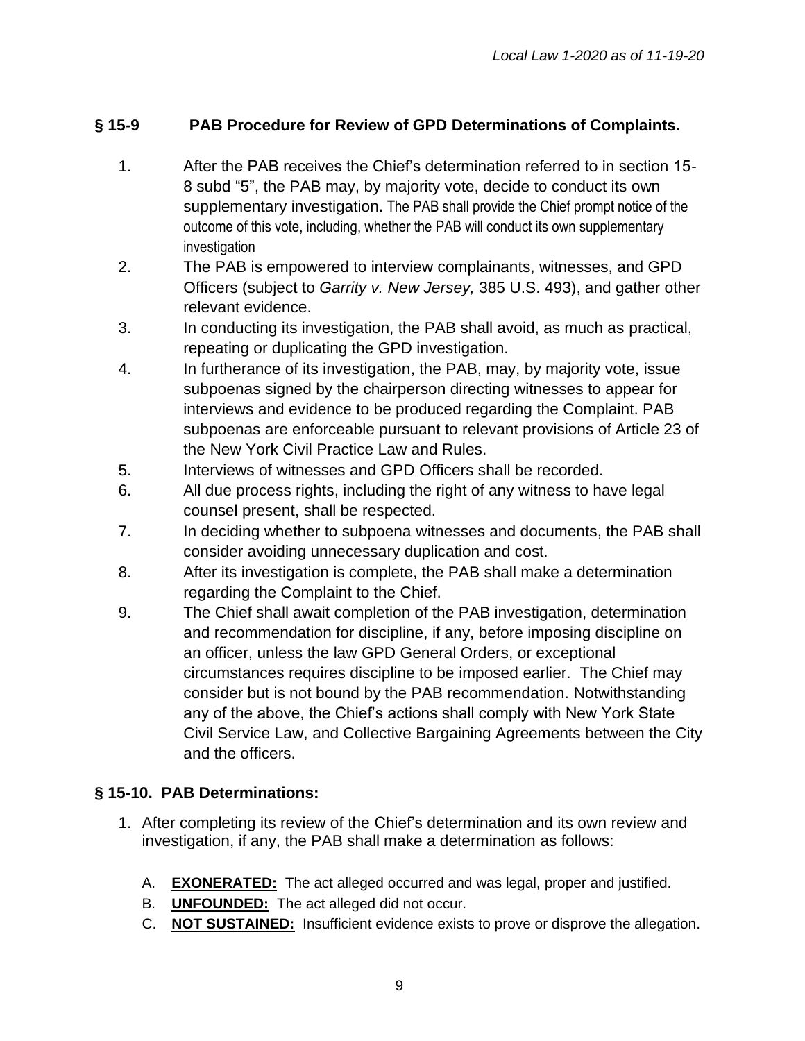## § 15-9 PAB Procedure for Review of GPD Determinations of Complaints.

1. After the PAB receives the Chief's determination referred to in section 15-8 subd "5", the PAB may, by majority vote, decide to conduct its own supplementary investigation**.** The PAB shall provide the Chief prompt notice of the outcome of this vote, including, whether the PAB will conduct its own supplementary investigation
2. The PAB is empowered to interview complainants, witnesses, and GPD Officers (subject to *Garrity v. New Jersey,* 385 U.S. 493), and gather other relevant evidence.
3. In conducting its investigation, the PAB shall avoid, as much as practical, repeating or duplicating the GPD investigation.
4. In furtherance of its investigation, the PAB, may, by majority vote, issue subpoenas signed by the chairperson directing witnesses to appear for interviews and evidence to be produced regarding the Complaint. PAB subpoenas are enforceable pursuant to relevant provisions of Article 23 of the New York Civil Practice Law and Rules.
5. Interviews of witnesses and GPD Officers shall be recorded.
6. All due process rights, including the right of any witness to have legal counsel present, shall be respected.
7. In deciding whether to subpoena witnesses and documents, the PAB shall consider avoiding unnecessary duplication and cost.
8. After its investigation is complete, the PAB shall make a determination regarding the Complaint to the Chief.
9. The Chief shall await completion of the PAB investigation, determination and recommendation for discipline, if any, before imposing discipline on an officer, unless the law GPD General Orders, or exceptional circumstances requires discipline to be imposed earlier. The Chief may consider but is not bound by the PAB recommendation. Notwithstanding any of the above, the Chief's actions shall comply with New York State Civil Service Law, and Collective Bargaining Agreements between the City and the officers.

## § 15-10. PAB Determinations:

1. After completing its review of the Chief's determination and its own review and investigation, if any, the PAB shall make a determination as follows:

   A. **<u>EXONERATED:</u>** The act alleged occurred and was legal, proper and justified.
   B. **<u>UNFOUNDED:</u>** The act alleged did not occur.
   C. **<u>NOT SUSTAINED:</u>** Insufficient evidence exists to prove or disprove the allegation.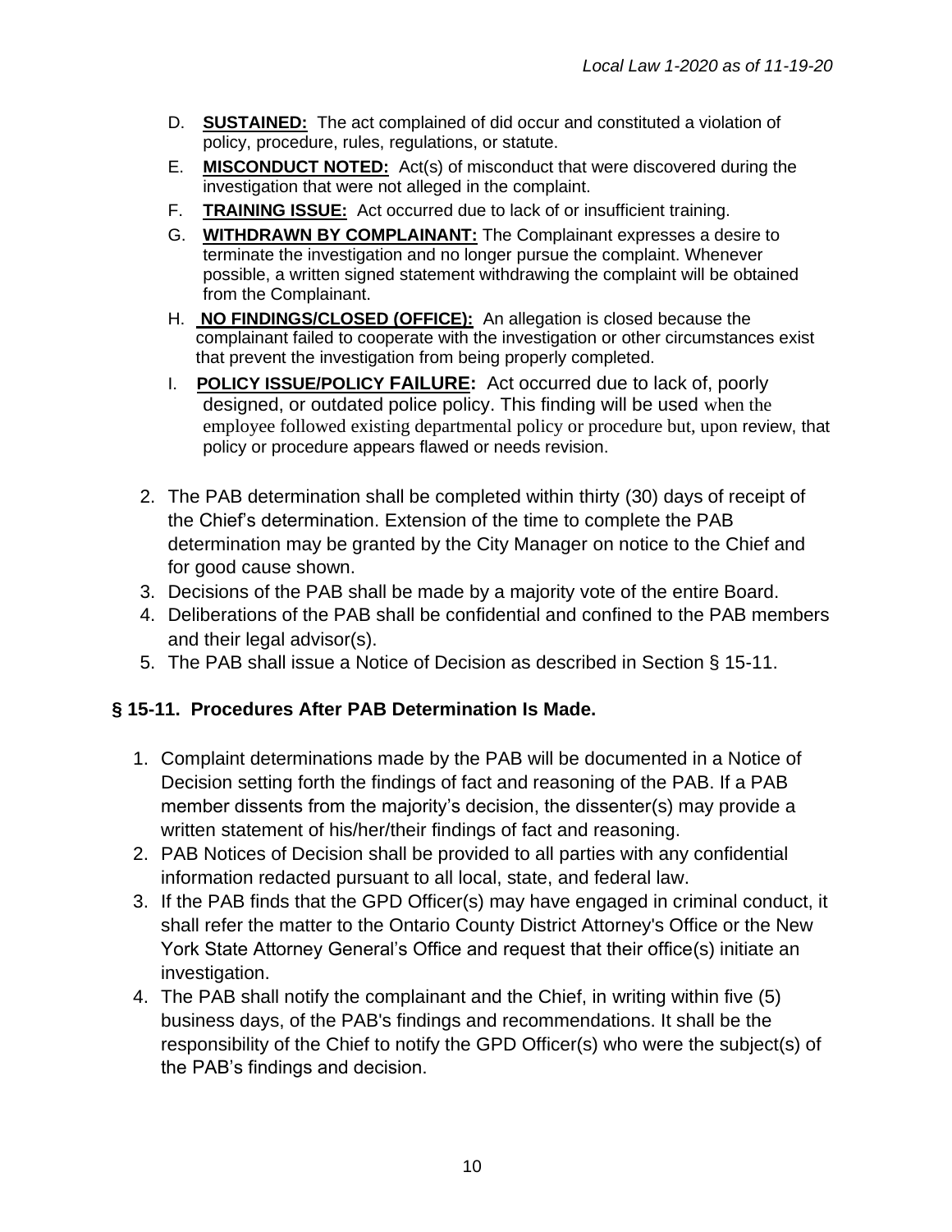D. **SUSTAINED:** The act complained of did occur and constituted a violation of policy, procedure, rules, regulations, or statute.

E. **MISCONDUCT NOTED:** Act(s) of misconduct that were discovered during the investigation that were not alleged in the complaint.

F. **TRAINING ISSUE:** Act occurred due to lack of or insufficient training.

G. **WITHDRAWN BY COMPLAINANT:** The Complainant expresses a desire to terminate the investigation and no longer pursue the complaint. Whenever possible, a written signed statement withdrawing the complaint will be obtained from the Complainant.

H. **NO FINDINGS/CLOSED (OFFICE):** An allegation is closed because the complainant failed to cooperate with the investigation or other circumstances exist that prevent the investigation from being properly completed.

I. **POLICY ISSUE/POLICY FAILURE:** Act occurred due to lack of, poorly designed, or outdated police policy. This finding will be used when the employee followed existing departmental policy or procedure but, upon review, that policy or procedure appears flawed or needs revision.

2. The PAB determination shall be completed within thirty (30) days of receipt of the Chief's determination. Extension of the time to complete the PAB determination may be granted by the City Manager on notice to the Chief and for good cause shown.
3. Decisions of the PAB shall be made by a majority vote of the entire Board.
4. Deliberations of the PAB shall be confidential and confined to the PAB members and their legal advisor(s).
5. The PAB shall issue a Notice of Decision as described in Section § 15-11.

## § 15-11. Procedures After PAB Determination Is Made.

1. Complaint determinations made by the PAB will be documented in a Notice of Decision setting forth the findings of fact and reasoning of the PAB. If a PAB member dissents from the majority's decision, the dissenter(s) may provide a written statement of his/her/their findings of fact and reasoning.
2. PAB Notices of Decision shall be provided to all parties with any confidential information redacted pursuant to all local, state, and federal law.
3. If the PAB finds that the GPD Officer(s) may have engaged in criminal conduct, it shall refer the matter to the Ontario County District Attorney's Office or the New York State Attorney General's Office and request that their office(s) initiate an investigation.
4. The PAB shall notify the complainant and the Chief, in writing within five (5) business days, of the PAB's findings and recommendations. It shall be the responsibility of the Chief to notify the GPD Officer(s) who were the subject(s) of the PAB's findings and decision.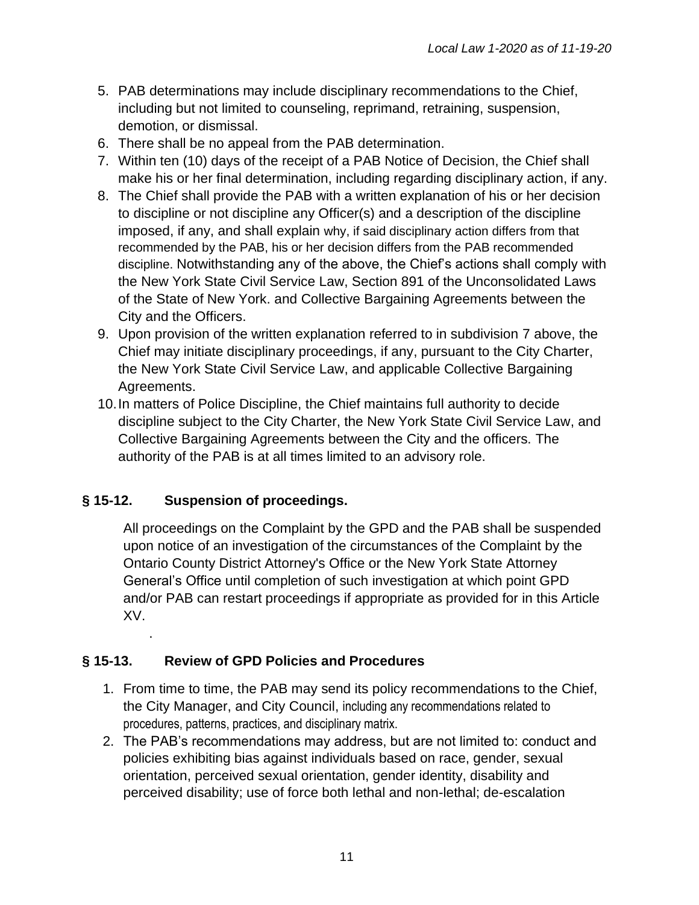5. PAB determinations may include disciplinary recommendations to the Chief, including but not limited to counseling, reprimand, retraining, suspension, demotion, or dismissal.
6. There shall be no appeal from the PAB determination.
7. Within ten (10) days of the receipt of a PAB Notice of Decision, the Chief shall make his or her final determination, including regarding disciplinary action, if any.
8. The Chief shall provide the PAB with a written explanation of his or her decision to discipline or not discipline any Officer(s) and a description of the discipline imposed, if any, and shall explain why, if said disciplinary action differs from that recommended by the PAB, his or her decision differs from the PAB recommended discipline. Notwithstanding any of the above, the Chief's actions shall comply with the New York State Civil Service Law, Section 891 of the Unconsolidated Laws of the State of New York. and Collective Bargaining Agreements between the City and the Officers.
9. Upon provision of the written explanation referred to in subdivision 7 above, the Chief may initiate disciplinary proceedings, if any, pursuant to the City Charter, the New York State Civil Service Law, and applicable Collective Bargaining Agreements.
10. In matters of Police Discipline, the Chief maintains full authority to decide discipline subject to the City Charter, the New York State Civil Service Law, and Collective Bargaining Agreements between the City and the officers. The authority of the PAB is at all times limited to an advisory role.

## § 15-12. Suspension of proceedings.

All proceedings on the Complaint by the GPD and the PAB shall be suspended upon notice of an investigation of the circumstances of the Complaint by the Ontario County District Attorney's Office or the New York State Attorney General's Office until completion of such investigation at which point GPD and/or PAB can restart proceedings if appropriate as provided for in this Article XV.

## § 15-13. Review of GPD Policies and Procedures

1. From time to time, the PAB may send its policy recommendations to the Chief, the City Manager, and City Council, including any recommendations related to procedures, patterns, practices, and disciplinary matrix.
2. The PAB's recommendations may address, but are not limited to: conduct and policies exhibiting bias against individuals based on race, gender, sexual orientation, perceived sexual orientation, gender identity, disability and perceived disability; use of force both lethal and non-lethal; de-escalation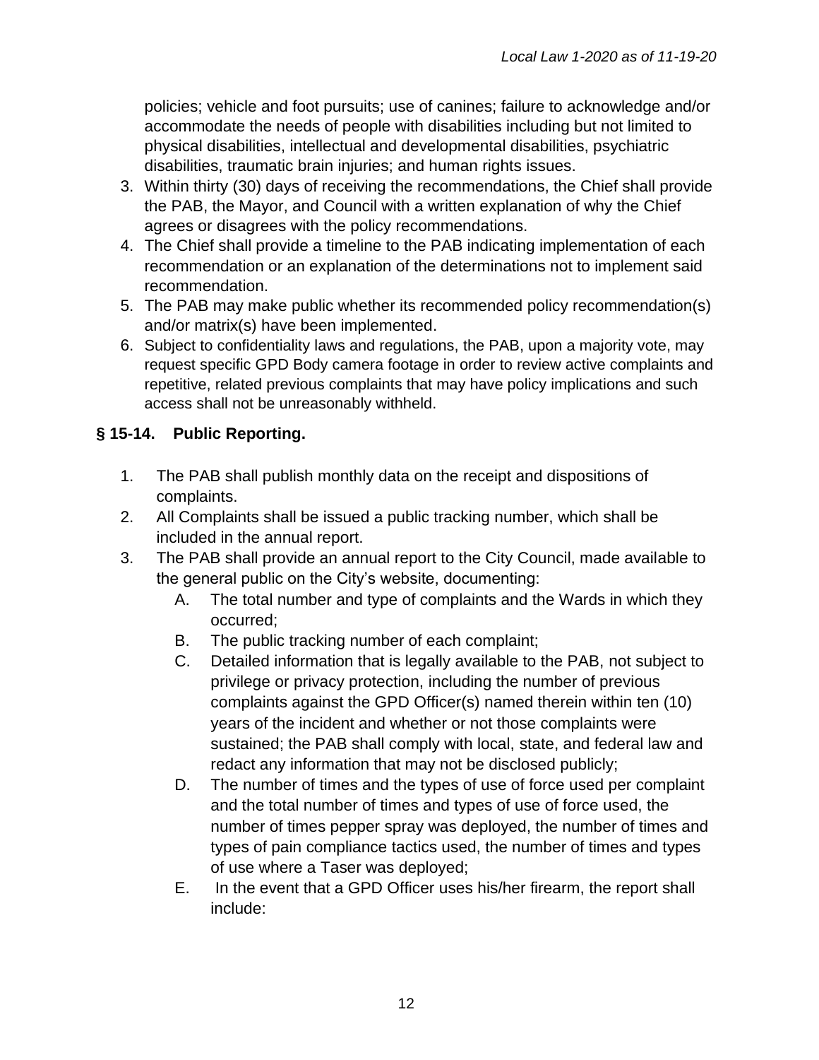policies; vehicle and foot pursuits; use of canines; failure to acknowledge and/or accommodate the needs of people with disabilities including but not limited to physical disabilities, intellectual and developmental disabilities, psychiatric disabilities, traumatic brain injuries; and human rights issues.

3. Within thirty (30) days of receiving the recommendations, the Chief shall provide the PAB, the Mayor, and Council with a written explanation of why the Chief agrees or disagrees with the policy recommendations.
4. The Chief shall provide a timeline to the PAB indicating implementation of each recommendation or an explanation of the determinations not to implement said recommendation.
5. The PAB may make public whether its recommended policy recommendation(s) and/or matrix(s) have been implemented.
6. Subject to confidentiality laws and regulations, the PAB, upon a majority vote, may request specific GPD Body camera footage in order to review active complaints and repetitive, related previous complaints that may have policy implications and such access shall not be unreasonably withheld.

### § 15-14. Public Reporting.

1. The PAB shall publish monthly data on the receipt and dispositions of complaints.
2. All Complaints shall be issued a public tracking number, which shall be included in the annual report.
3. The PAB shall provide an annual report to the City Council, made available to the general public on the City's website, documenting:
   - A. The total number and type of complaints and the Wards in which they occurred;
   - B. The public tracking number of each complaint;
   - C. Detailed information that is legally available to the PAB, not subject to privilege or privacy protection, including the number of previous complaints against the GPD Officer(s) named therein within ten (10) years of the incident and whether or not those complaints were sustained; the PAB shall comply with local, state, and federal law and redact any information that may not be disclosed publicly;
   - D. The number of times and the types of use of force used per complaint and the total number of times and types of use of force used, the number of times pepper spray was deployed, the number of times and types of pain compliance tactics used, the number of times and types of use where a Taser was deployed;
   - E. In the event that a GPD Officer uses his/her firearm, the report shall include: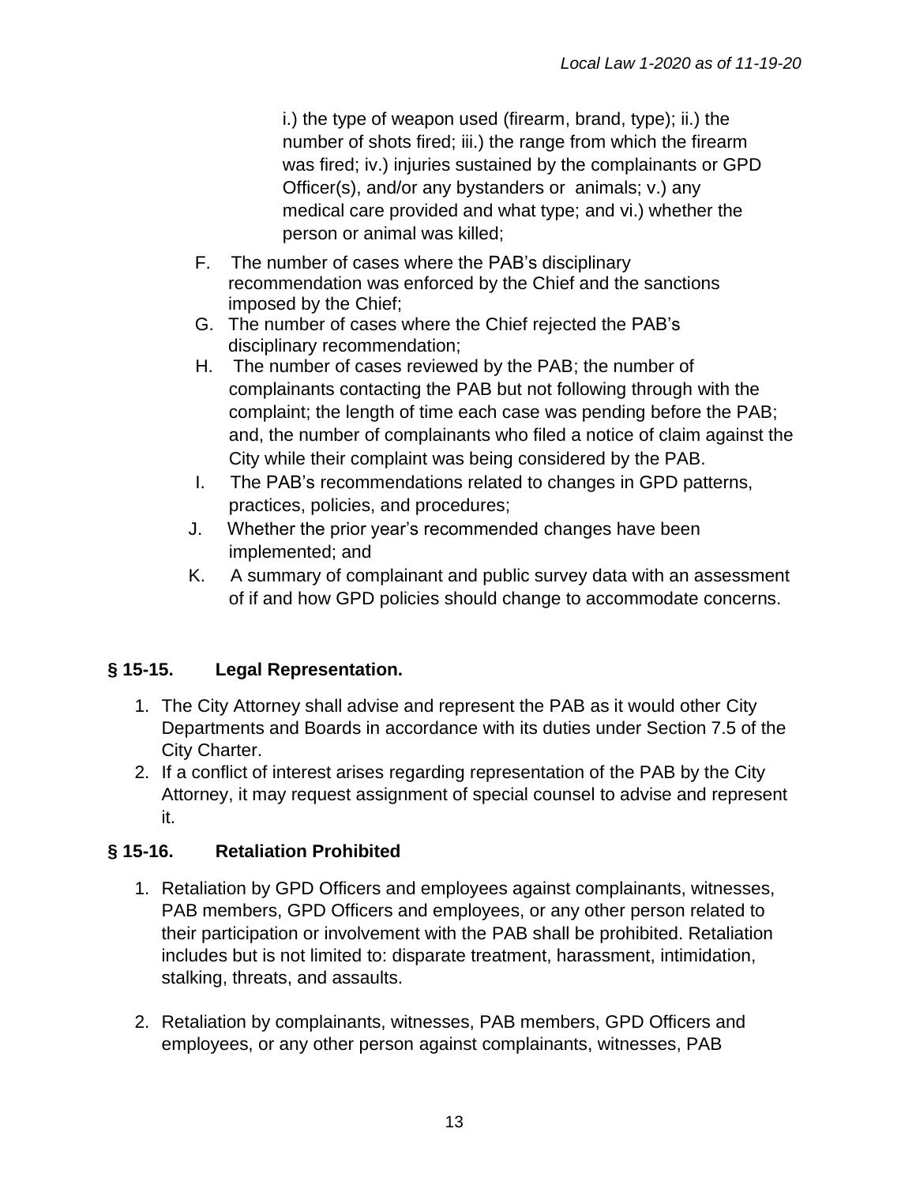i.) the type of weapon used (firearm, brand, type); ii.) the number of shots fired; iii.) the range from which the firearm was fired; iv.) injuries sustained by the complainants or GPD Officer(s), and/or any bystanders or animals; v.) any medical care provided and what type; and vi.) whether the person or animal was killed;

F. The number of cases where the PAB's disciplinary recommendation was enforced by the Chief and the sanctions imposed by the Chief;

G. The number of cases where the Chief rejected the PAB's disciplinary recommendation;

H. The number of cases reviewed by the PAB; the number of complainants contacting the PAB but not following through with the complaint; the length of time each case was pending before the PAB; and, the number of complainants who filed a notice of claim against the City while their complaint was being considered by the PAB.

I. The PAB's recommendations related to changes in GPD patterns, practices, policies, and procedures;

J. Whether the prior year's recommended changes have been implemented; and

K. A summary of complainant and public survey data with an assessment of if and how GPD policies should change to accommodate concerns.

## § 15-15. Legal Representation.

1. The City Attorney shall advise and represent the PAB as it would other City Departments and Boards in accordance with its duties under Section 7.5 of the City Charter.
2. If a conflict of interest arises regarding representation of the PAB by the City Attorney, it may request assignment of special counsel to advise and represent it.

## § 15-16. Retaliation Prohibited

1. Retaliation by GPD Officers and employees against complainants, witnesses, PAB members, GPD Officers and employees, or any other person related to their participation or involvement with the PAB shall be prohibited. Retaliation includes but is not limited to: disparate treatment, harassment, intimidation, stalking, threats, and assaults.

2. Retaliation by complainants, witnesses, PAB members, GPD Officers and employees, or any other person against complainants, witnesses, PAB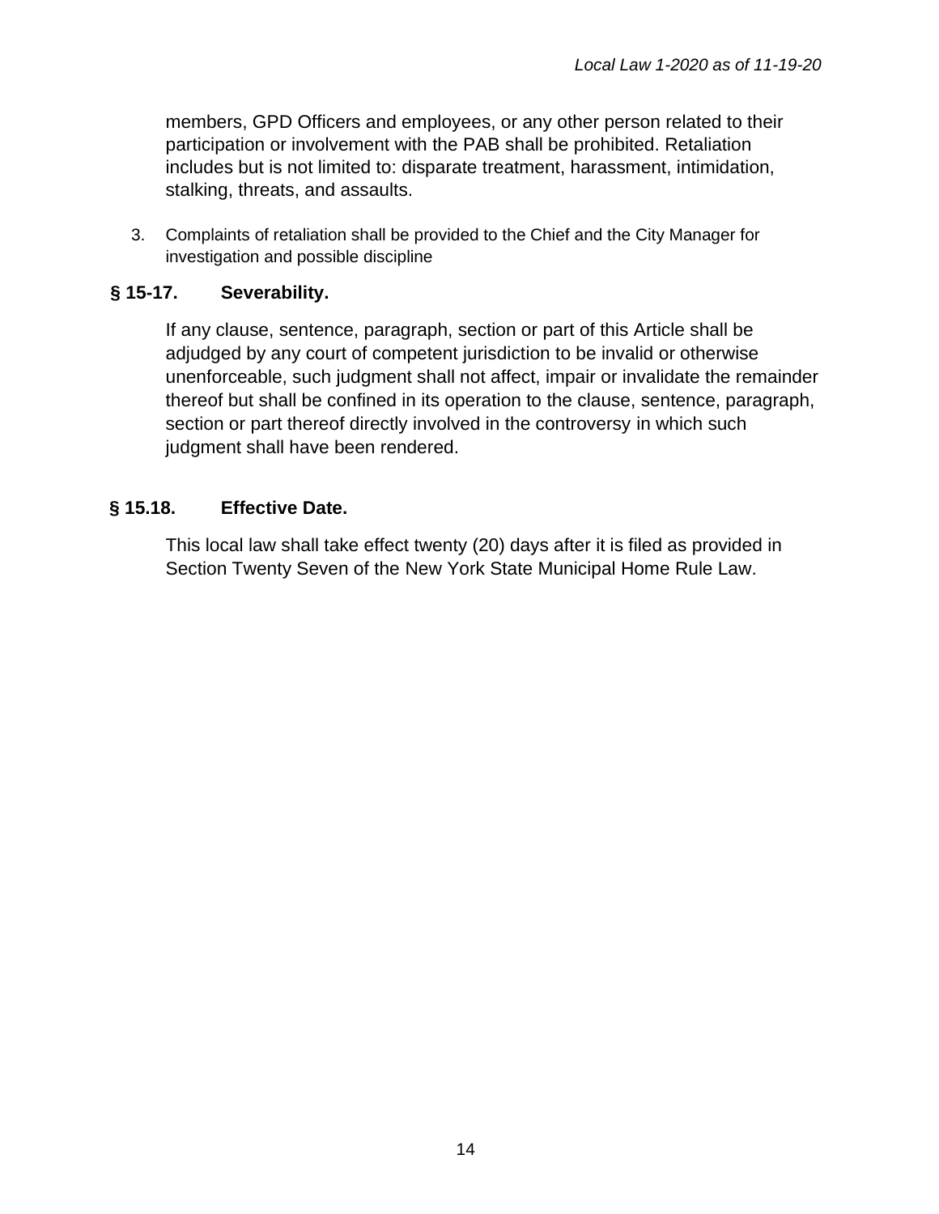members, GPD Officers and employees, or any other person related to their participation or involvement with the PAB shall be prohibited. Retaliation includes but is not limited to: disparate treatment, harassment, intimidation, stalking, threats, and assaults.

3. Complaints of retaliation shall be provided to the Chief and the City Manager for investigation and possible discipline

## § 15-17. Severability.

If any clause, sentence, paragraph, section or part of this Article shall be adjudged by any court of competent jurisdiction to be invalid or otherwise unenforceable, such judgment shall not affect, impair or invalidate the remainder thereof but shall be confined in its operation to the clause, sentence, paragraph, section or part thereof directly involved in the controversy in which such judgment shall have been rendered.

## § 15.18. Effective Date.

This local law shall take effect twenty (20) days after it is filed as provided in Section Twenty Seven of the New York State Municipal Home Rule Law.